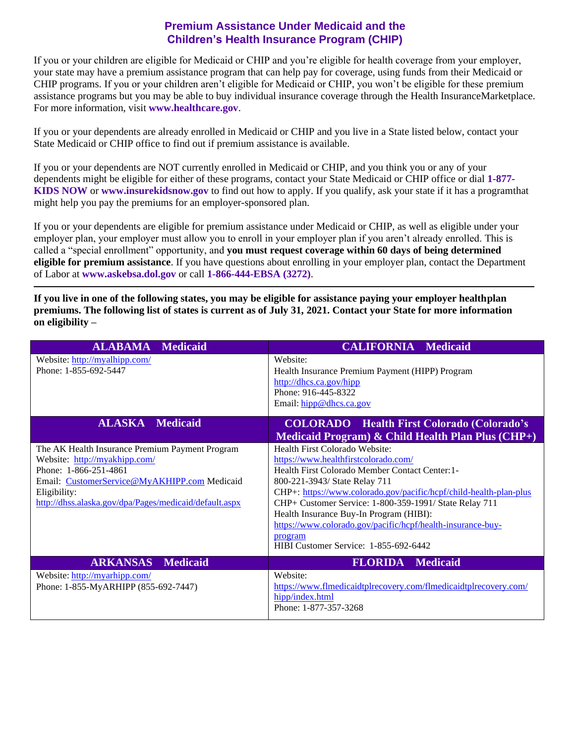# Premium Assistance Under Medicaid and the Children's Health Insurance Program (CHIP)

If you or your children are eligible for Medicaid or CHIP and you're eligible for health coverage from your employer, your state may have a premium assistance program that can help pay for coverage, using funds from their Medicaid or CHIP programs. If you or your children aren't eligible for Medicaid or CHIP, you won't be eligible for these premium assistance programs but you may be able to buy individual insurance coverage through the Health InsuranceMarketplace. For more information, visit **www.healthcare.gov**.

If you or your dependents are already enrolled in Medicaid or CHIP and you live in a State listed below, contact your State Medicaid or CHIP office to find out if premium assistance is available.

If you or your dependents are NOT currently enrolled in Medicaid or CHIP, and you think you or any of your dependents might be eligible for either of these programs, contact your State Medicaid or CHIP office or dial **1-877-KIDS NOW** or **www.insurekidsnow.gov** to find out how to apply. If you qualify, ask your state if it has a programthat might help you pay the premiums for an employer-sponsored plan.

If you or your dependents are eligible for premium assistance under Medicaid or CHIP, as well as eligible under your employer plan, your employer must allow you to enroll in your employer plan if you aren't already enrolled. This is called a "special enrollment" opportunity, and **you must request coverage within 60 days of being determined eligible for premium assistance**. If you have questions about enrolling in your employer plan, contact the Department of Labor at **www.askebsa.dol.gov** or call **1-866-444-EBSA (3272)**.

---

**If you live in one of the following states, you may be eligible for assistance paying your employer healthplan premiums. The following list of states is current as of July 31, 2021. Contact your State for more information on eligibility –**

| ALABAMA Medicaid | CALIFORNIA Medicaid |
|---|---|
| Website: http://myalhipp.com/<br>Phone: 1-855-692-5447 | Website:<br>Health Insurance Premium Payment (HIPP) Program<br>http://dhcs.ca.gov/hipp<br>Phone: 916-445-8322<br>Email: hipp@dhcs.ca.gov |
| **ALASKA Medicaid** | **COLORADO Health First Colorado (Colorado's Medicaid Program) & Child Health Plan Plus (CHP+)** |
| The AK Health Insurance Premium Payment Program<br>Website: http://myakhipp.com/<br>Phone: 1-866-251-4861<br>Email: CustomerService@MyAKHIPP.com Medicaid Eligibility:<br>http://dhss.alaska.gov/dpa/Pages/medicaid/default.aspx | Health First Colorado Website:<br>https://www.healthfirstcolorado.com/<br>Health First Colorado Member Contact Center:1-800-221-3943/ State Relay 711<br>CHP+: https://www.colorado.gov/pacific/hcpf/child-health-plan-plus<br>CHP+ Customer Service: 1-800-359-1991/ State Relay 711<br>Health Insurance Buy-In Program (HIBI):<br>https://www.colorado.gov/pacific/hcpf/health-insurance-buy-program<br>HIBI Customer Service: 1-855-692-6442 |
| **ARKANSAS Medicaid** | **FLORIDA Medicaid** |
| Website: http://myarhipp.com/<br>Phone: 1-855-MyARHIPP (855-692-7447) | Website:<br>https://www.flmedicaidtplrecovery.com/flmedicaidtplrecovery.com/hipp/index.html<br>Phone: 1-877-357-3268 |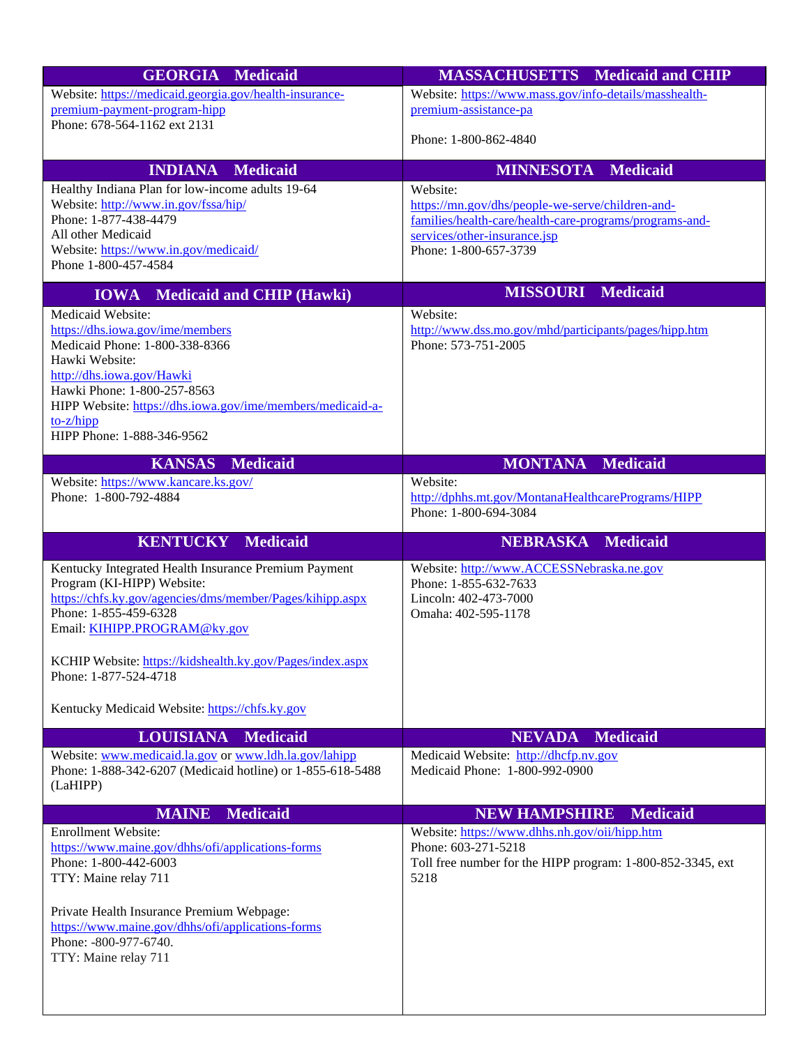| GEORGIA – Medicaid | MASSACHUSETTS – Medicaid and CHIP |
|---|---|
| Website: https://medicaid.georgia.gov/health-insurance-premium-payment-program-hipp<br>Phone: 678-564-1162 ext 2131 | Website: https://www.mass.gov/info-details/masshealth-premium-assistance-pa<br><br>Phone: 1-800-862-4840 |
| **INDIANA – Medicaid** | **MINNESOTA – Medicaid** |
| Healthy Indiana Plan for low-income adults 19-64<br>Website: http://www.in.gov/fssa/hip/<br>Phone: 1-877-438-4479<br>All other Medicaid<br>Website: https://www.in.gov/medicaid/<br>Phone 1-800-457-4584 | Website:<br>https://mn.gov/dhs/people-we-serve/children-and-families/health-care/health-care-programs/programs-and-services/other-insurance.jsp<br>Phone: 1-800-657-3739 |
| **IOWA – Medicaid and CHIP (Hawki)** | **MISSOURI – Medicaid** |
| Medicaid Website:<br>https://dhs.iowa.gov/ime/members<br>Medicaid Phone: 1-800-338-8366<br>Hawki Website:<br>http://dhs.iowa.gov/Hawki<br>Hawki Phone: 1-800-257-8563<br>HIPP Website: https://dhs.iowa.gov/ime/members/medicaid-a-to-z/hipp<br>HIPP Phone: 1-888-346-9562 | Website:<br>http://www.dss.mo.gov/mhd/participants/pages/hipp.htm<br>Phone: 573-751-2005 |
| **KANSAS – Medicaid** | **MONTANA – Medicaid** |
| Website: https://www.kancare.ks.gov/<br>Phone: 1-800-792-4884 | Website:<br>http://dphhs.mt.gov/MontanaHealthcarePrograms/HIPP<br>Phone: 1-800-694-3084 |
| **KENTUCKY – Medicaid** | **NEBRASKA – Medicaid** |
| Kentucky Integrated Health Insurance Premium Payment Program (KI-HIPP) Website:<br>https://chfs.ky.gov/agencies/dms/member/Pages/kihipp.aspx<br>Phone: 1-855-459-6328<br>Email: KIHIPP.PROGRAM@ky.gov<br><br>KCHIP Website: https://kidshealth.ky.gov/Pages/index.aspx<br>Phone: 1-877-524-4718<br><br>Kentucky Medicaid Website: https://chfs.ky.gov | Website: http://www.ACCESSNebraska.ne.gov<br>Phone: 1-855-632-7633<br>Lincoln: 402-473-7000<br>Omaha: 402-595-1178 |
| **LOUISIANA – Medicaid** | **NEVADA – Medicaid** |
| Website: www.medicaid.la.gov or www.ldh.la.gov/lahipp<br>Phone: 1-888-342-6207 (Medicaid hotline) or 1-855-618-5488 (LaHIPP) | Medicaid Website: http://dhcfp.nv.gov<br>Medicaid Phone: 1-800-992-0900 |
| **MAINE – Medicaid** | **NEW HAMPSHIRE – Medicaid** |
| Enrollment Website:<br>https://www.maine.gov/dhhs/ofi/applications-forms<br>Phone: 1-800-442-6003<br>TTY: Maine relay 711<br><br>Private Health Insurance Premium Webpage:<br>https://www.maine.gov/dhhs/ofi/applications-forms<br>Phone: -800-977-6740.<br>TTY: Maine relay 711 | Website: https://www.dhhs.nh.gov/oii/hipp.htm<br>Phone: 603-271-5218<br>Toll free number for the HIPP program: 1-800-852-3345, ext 5218 |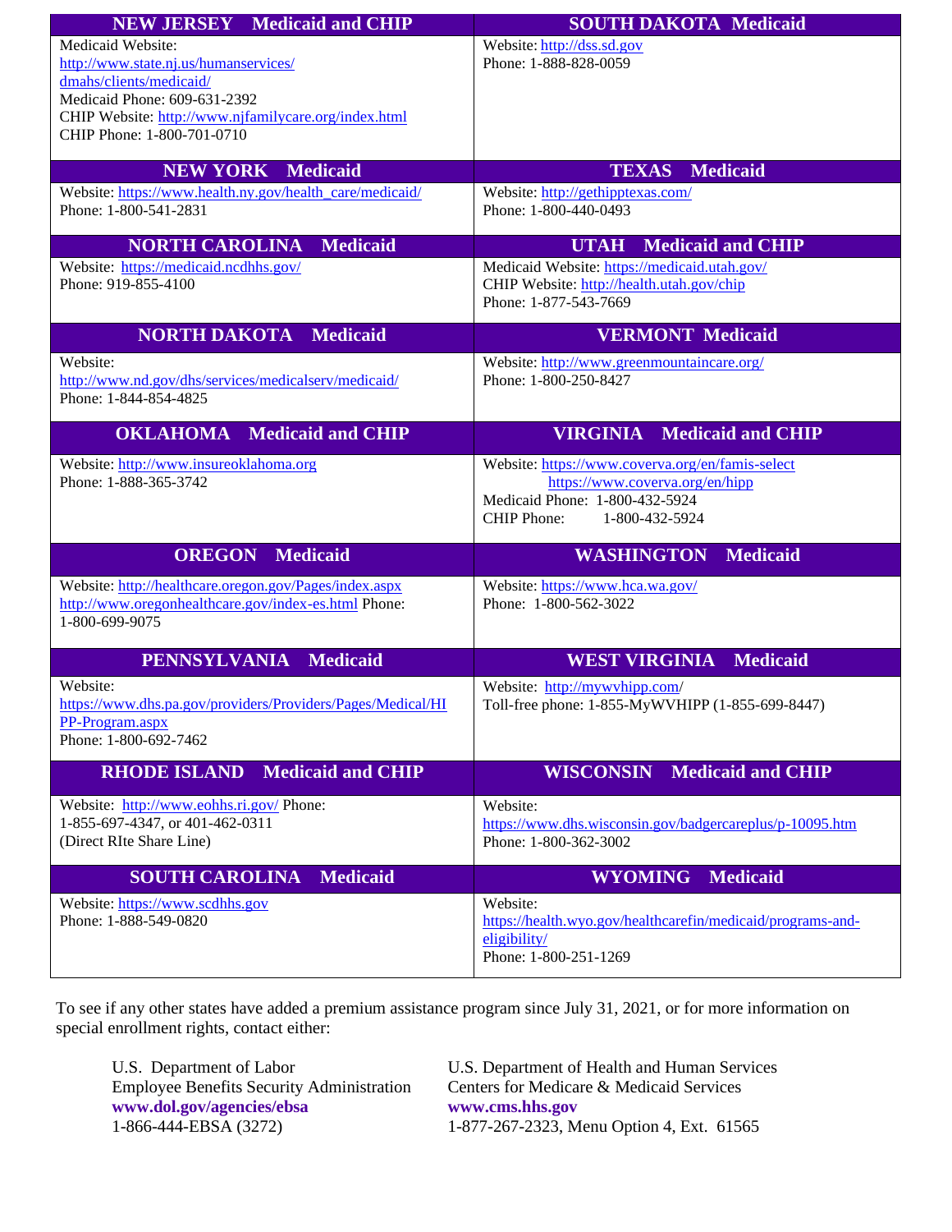| NEW JERSEY – Medicaid and CHIP | SOUTH DAKOTA – Medicaid |
|---|---|
| Medicaid Website: http://www.state.nj.us/humanservices/dmahs/clients/medicaid/ Medicaid Phone: 609-631-2392 CHIP Website: http://www.njfamilycare.org/index.html CHIP Phone: 1-800-701-0710 | Website: http://dss.sd.gov Phone: 1-888-828-0059 |

| NEW YORK – Medicaid | TEXAS – Medicaid |
|---|---|
| Website: https://www.health.ny.gov/health_care/medicaid/ Phone: 1-800-541-2831 | Website: http://gethipptexas.com/ Phone: 1-800-440-0493 |

| NORTH CAROLINA – Medicaid | UTAH – Medicaid and CHIP |
|---|---|
| Website: https://medicaid.ncdhhs.gov/ Phone: 919-855-4100 | Medicaid Website: https://medicaid.utah.gov/ CHIP Website: http://health.utah.gov/chip Phone: 1-877-543-7669 |

| NORTH DAKOTA – Medicaid | VERMONT – Medicaid |
|---|---|
| Website: http://www.nd.gov/dhs/services/medicalserv/medicaid/ Phone: 1-844-854-4825 | Website: http://www.greenmountaincare.org/ Phone: 1-800-250-8427 |

| OKLAHOMA – Medicaid and CHIP | VIRGINIA – Medicaid and CHIP |
|---|---|
| Website: http://www.insureoklahoma.org Phone: 1-888-365-3742 | Website: https://www.coverva.org/en/famis-select https://www.coverva.org/en/hipp Medicaid Phone: 1-800-432-5924 CHIP Phone: 1-800-432-5924 |

| OREGON – Medicaid | WASHINGTON – Medicaid |
|---|---|
| Website: http://healthcare.oregon.gov/Pages/index.aspx http://www.oregonhealthcare.gov/index-es.html Phone: 1-800-699-9075 | Website: https://www.hca.wa.gov/ Phone: 1-800-562-3022 |

| PENNSYLVANIA – Medicaid | WEST VIRGINIA – Medicaid |
|---|---|
| Website: https://www.dhs.pa.gov/providers/Providers/Pages/Medical/HIPP-Program.aspx Phone: 1-800-692-7462 | Website: http://mywvhipp.com/ Toll-free phone: 1-855-MyWVHIPP (1-855-699-8447) |

| RHODE ISLAND – Medicaid and CHIP | WISCONSIN – Medicaid and CHIP |
|---|---|
| Website: http://www.eohhs.ri.gov/ Phone: 1-855-697-4347, or 401-462-0311 (Direct RIte Share Line) | Website: https://www.dhs.wisconsin.gov/badgercareplus/p-10095.htm Phone: 1-800-362-3002 |

| SOUTH CAROLINA – Medicaid | WYOMING – Medicaid |
|---|---|
| Website: https://www.scdhhs.gov Phone: 1-888-549-0820 | Website: https://health.wyo.gov/healthcarefin/medicaid/programs-and-eligibility/ Phone: 1-800-251-1269 |

To see if any other states have added a premium assistance program since July 31, 2021, or for more information on special enrollment rights, contact either:

U.S. Department of Labor
Employee Benefits Security Administration
**www.dol.gov/agencies/ebsa**
1-866-444-EBSA (3272)

U.S. Department of Health and Human Services
Centers for Medicare & Medicaid Services
**www.cms.hhs.gov**
1-877-267-2323, Menu Option 4, Ext. 61565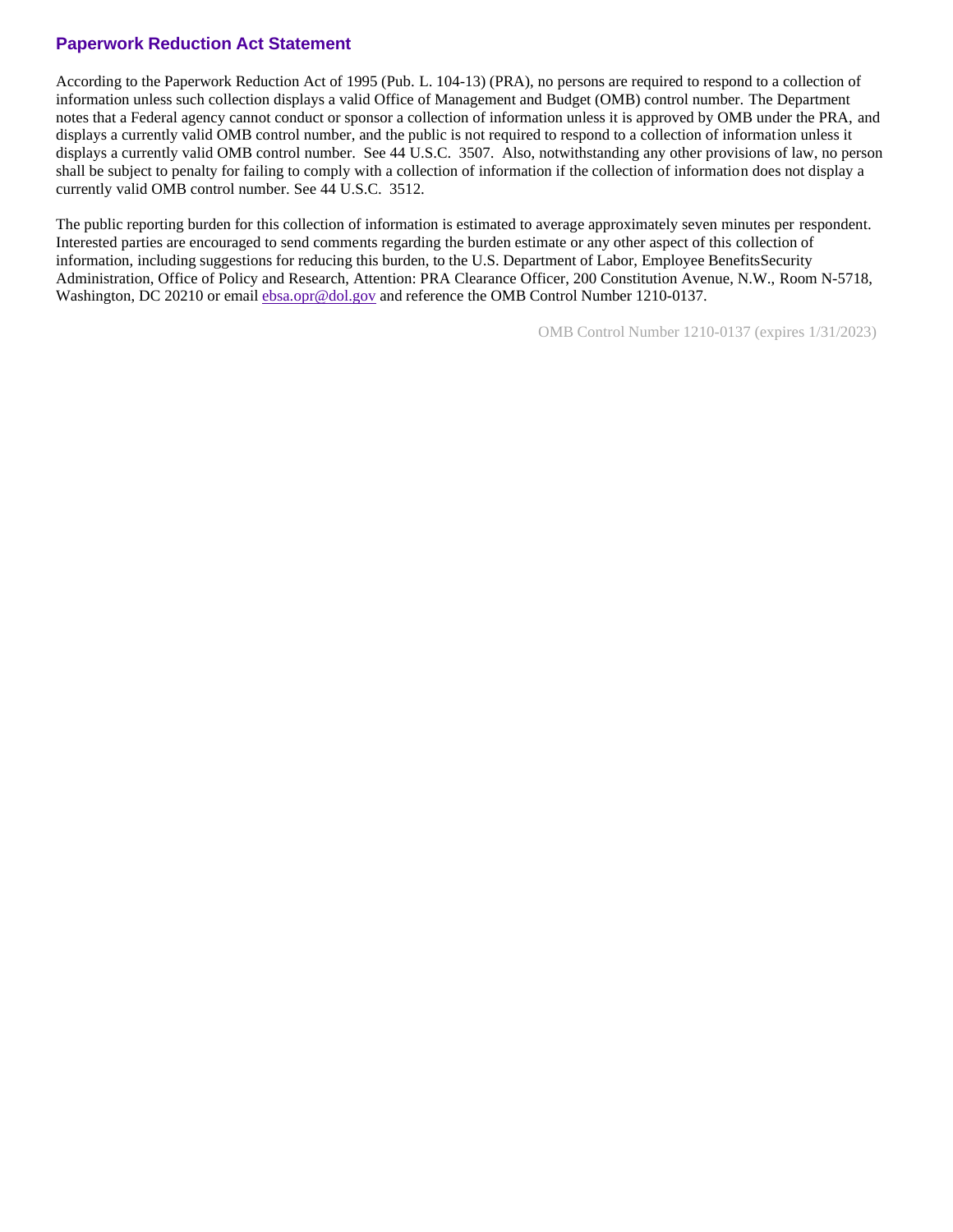## Paperwork Reduction Act Statement

According to the Paperwork Reduction Act of 1995 (Pub. L. 104-13) (PRA), no persons are required to respond to a collection of information unless such collection displays a valid Office of Management and Budget (OMB) control number. The Department notes that a Federal agency cannot conduct or sponsor a collection of information unless it is approved by OMB under the PRA, and displays a currently valid OMB control number, and the public is not required to respond to a collection of information unless it displays a currently valid OMB control number. See 44 U.S.C. 3507. Also, notwithstanding any other provisions of law, no person shall be subject to penalty for failing to comply with a collection of information if the collection of information does not display a currently valid OMB control number. See 44 U.S.C. 3512.

The public reporting burden for this collection of information is estimated to average approximately seven minutes per respondent. Interested parties are encouraged to send comments regarding the burden estimate or any other aspect of this collection of information, including suggestions for reducing this burden, to the U.S. Department of Labor, Employee BenefitsSecurity Administration, Office of Policy and Research, Attention: PRA Clearance Officer, 200 Constitution Avenue, N.W., Room N-5718, Washington, DC 20210 or email ebsa.opr@dol.gov and reference the OMB Control Number 1210-0137.

OMB Control Number 1210-0137 (expires 1/31/2023)